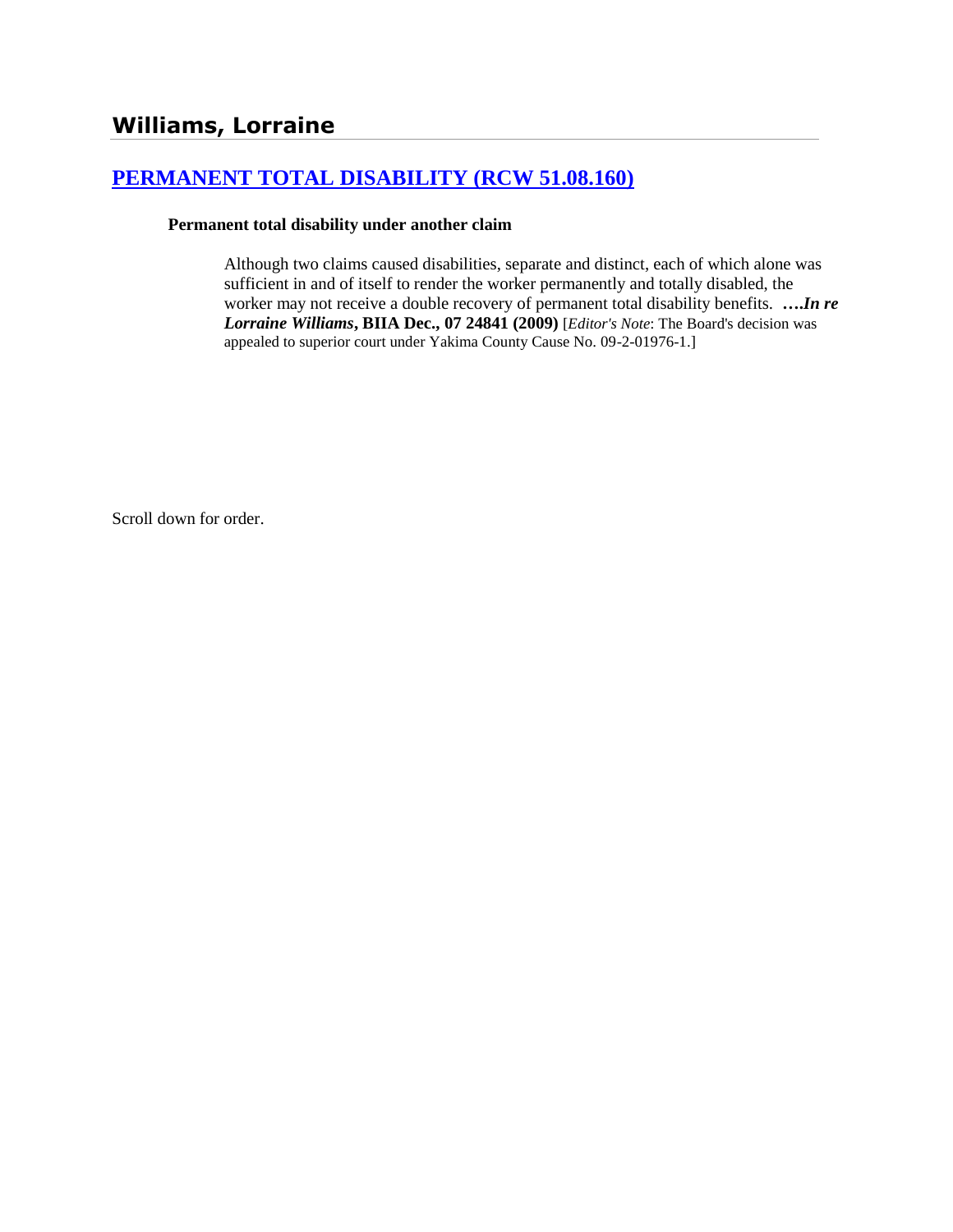# Williams, Lorraine

## [PERMANENT TOTAL DISABILITY (RCW 51.08.160)]

**Permanent total disability under another claim**

Although two claims caused disabilities, separate and distinct, each of which alone was sufficient in and of itself to render the worker permanently and totally disabled, the worker may not receive a double recovery of permanent total disability benefits. ***….In re Lorraine Williams*, BIIA Dec., 07 24841 (2009)** [*Editor's Note*: The Board's decision was appealed to superior court under Yakima County Cause No. 09-2-01976-1.]

Scroll down for order.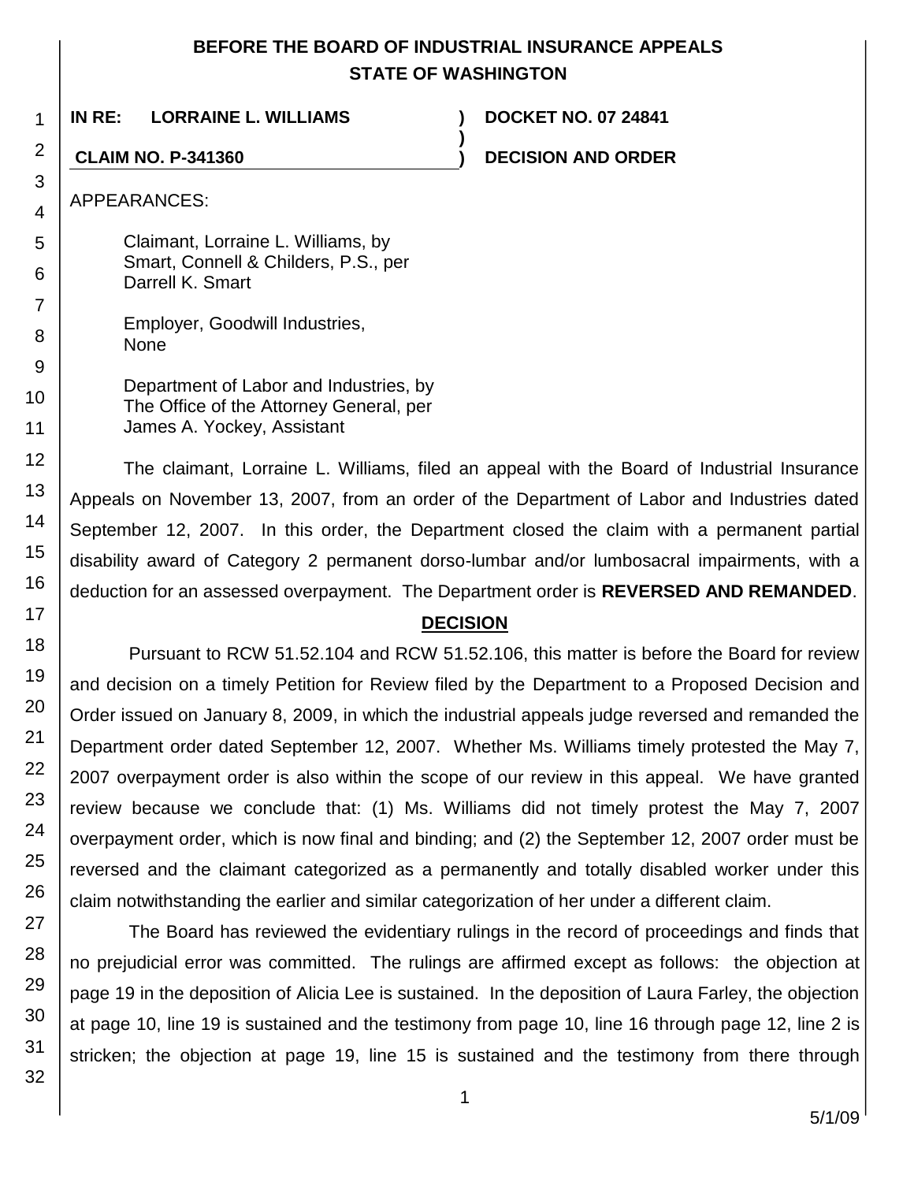# BEFORE THE BOARD OF INDUSTRIAL INSURANCE APPEALS
# STATE OF WASHINGTON

**IN RE: LORRAINE L. WILLIAMS** ) **DOCKET NO. 07 24841**

**CLAIM NO. P-341360** ) **DECISION AND ORDER**

APPEARANCES:

Claimant, Lorraine L. Williams, by
Smart, Connell & Childers, P.S., per
Darrell K. Smart

Employer, Goodwill Industries,
None

Department of Labor and Industries, by
The Office of the Attorney General, per
James A. Yockey, Assistant

The claimant, Lorraine L. Williams, filed an appeal with the Board of Industrial Insurance Appeals on November 13, 2007, from an order of the Department of Labor and Industries dated September 12, 2007. In this order, the Department closed the claim with a permanent partial disability award of Category 2 permanent dorso-lumbar and/or lumbosacral impairments, with a deduction for an assessed overpayment. The Department order is **REVERSED AND REMANDED**.

## DECISION

Pursuant to RCW 51.52.104 and RCW 51.52.106, this matter is before the Board for review and decision on a timely Petition for Review filed by the Department to a Proposed Decision and Order issued on January 8, 2009, in which the industrial appeals judge reversed and remanded the Department order dated September 12, 2007. Whether Ms. Williams timely protested the May 7, 2007 overpayment order is also within the scope of our review in this appeal. We have granted review because we conclude that: (1) Ms. Williams did not timely protest the May 7, 2007 overpayment order, which is now final and binding; and (2) the September 12, 2007 order must be reversed and the claimant categorized as a permanently and totally disabled worker under this claim notwithstanding the earlier and similar categorization of her under a different claim.

The Board has reviewed the evidentiary rulings in the record of proceedings and finds that no prejudicial error was committed. The rulings are affirmed except as follows: the objection at page 19 in the deposition of Alicia Lee is sustained. In the deposition of Laura Farley, the objection at page 10, line 19 is sustained and the testimony from page 10, line 16 through page 12, line 2 is stricken; the objection at page 19, line 15 is sustained and the testimony from there through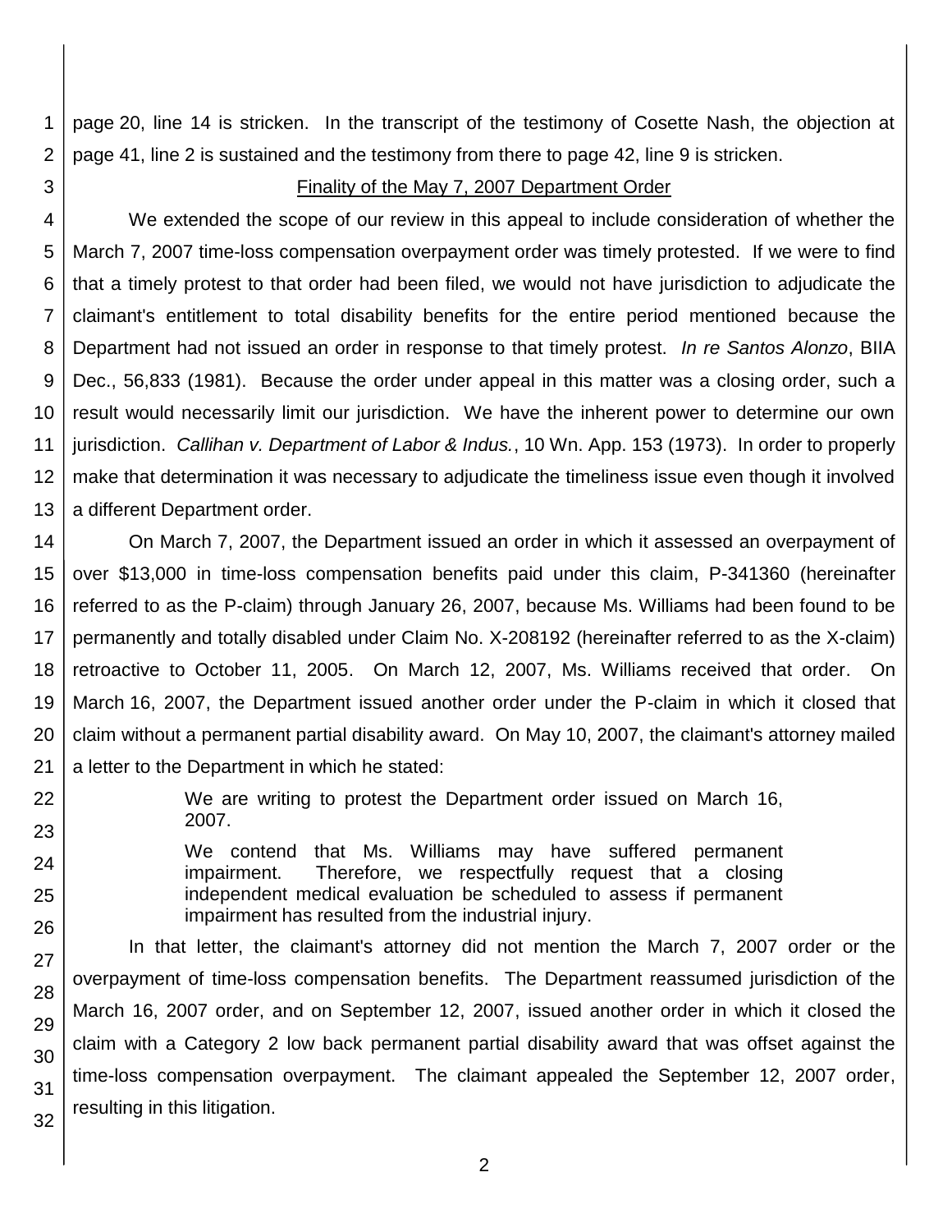page 20, line 14 is stricken. In the transcript of the testimony of Cosette Nash, the objection at page 41, line 2 is sustained and the testimony from there to page 42, line 9 is stricken.

## Finality of the May 7, 2007 Department Order

We extended the scope of our review in this appeal to include consideration of whether the March 7, 2007 time-loss compensation overpayment order was timely protested. If we were to find that a timely protest to that order had been filed, we would not have jurisdiction to adjudicate the claimant's entitlement to total disability benefits for the entire period mentioned because the Department had not issued an order in response to that timely protest. *In re Santos Alonzo*, BIIA Dec., 56,833 (1981). Because the order under appeal in this matter was a closing order, such a result would necessarily limit our jurisdiction. We have the inherent power to determine our own jurisdiction. *Callihan v. Department of Labor & Indus.*, 10 Wn. App. 153 (1973). In order to properly make that determination it was necessary to adjudicate the timeliness issue even though it involved a different Department order.

On March 7, 2007, the Department issued an order in which it assessed an overpayment of over $13,000 in time-loss compensation benefits paid under this claim, P-341360 (hereinafter referred to as the P-claim) through January 26, 2007, because Ms. Williams had been found to be permanently and totally disabled under Claim No. X-208192 (hereinafter referred to as the X-claim) retroactive to October 11, 2005. On March 12, 2007, Ms. Williams received that order. On March 16, 2007, the Department issued another order under the P-claim in which it closed that claim without a permanent partial disability award. On May 10, 2007, the claimant's attorney mailed a letter to the Department in which he stated:

> We are writing to protest the Department order issued on March 16, 2007.
>
> We contend that Ms. Williams may have suffered permanent impairment. Therefore, we respectfully request that a closing independent medical evaluation be scheduled to assess if permanent impairment has resulted from the industrial injury.

In that letter, the claimant's attorney did not mention the March 7, 2007 order or the overpayment of time-loss compensation benefits. The Department reassumed jurisdiction of the March 16, 2007 order, and on September 12, 2007, issued another order in which it closed the claim with a Category 2 low back permanent partial disability award that was offset against the time-loss compensation overpayment. The claimant appealed the September 12, 2007 order, resulting in this litigation.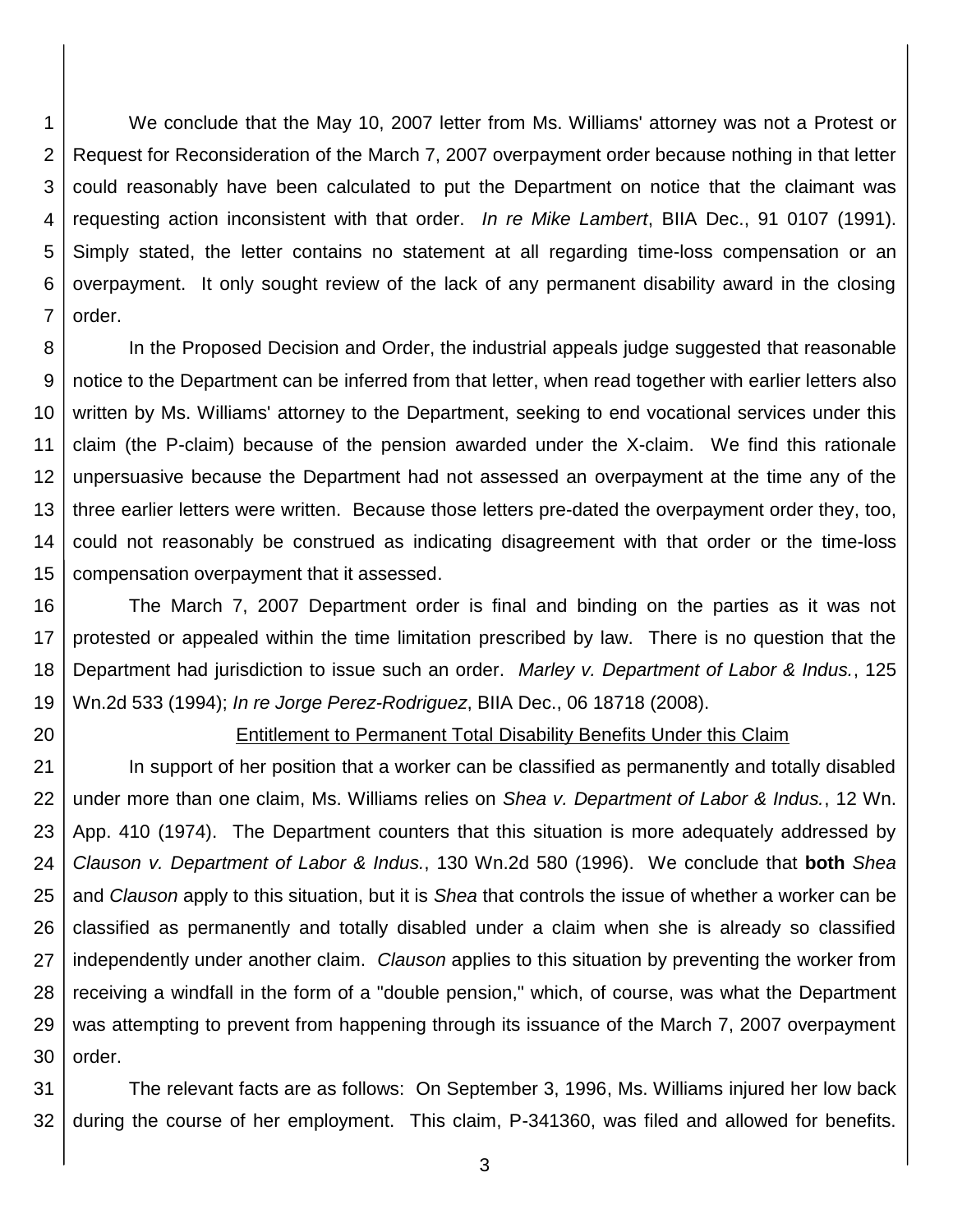We conclude that the May 10, 2007 letter from Ms. Williams' attorney was not a Protest or Request for Reconsideration of the March 7, 2007 overpayment order because nothing in that letter could reasonably have been calculated to put the Department on notice that the claimant was requesting action inconsistent with that order. *In re Mike Lambert*, BIIA Dec., 91 0107 (1991). Simply stated, the letter contains no statement at all regarding time-loss compensation or an overpayment. It only sought review of the lack of any permanent disability award in the closing order.

In the Proposed Decision and Order, the industrial appeals judge suggested that reasonable notice to the Department can be inferred from that letter, when read together with earlier letters also written by Ms. Williams' attorney to the Department, seeking to end vocational services under this claim (the P-claim) because of the pension awarded under the X-claim. We find this rationale unpersuasive because the Department had not assessed an overpayment at the time any of the three earlier letters were written. Because those letters pre-dated the overpayment order they, too, could not reasonably be construed as indicating disagreement with that order or the time-loss compensation overpayment that it assessed.

The March 7, 2007 Department order is final and binding on the parties as it was not protested or appealed within the time limitation prescribed by law. There is no question that the Department had jurisdiction to issue such an order. *Marley v. Department of Labor & Indus.*, 125 Wn.2d 533 (1994); *In re Jorge Perez-Rodriguez*, BIIA Dec., 06 18718 (2008).

## Entitlement to Permanent Total Disability Benefits Under this Claim

In support of her position that a worker can be classified as permanently and totally disabled under more than one claim, Ms. Williams relies on *Shea v. Department of Labor & Indus.*, 12 Wn. App. 410 (1974). The Department counters that this situation is more adequately addressed by *Clauson v. Department of Labor & Indus.*, 130 Wn.2d 580 (1996). We conclude that **both** *Shea* and *Clauson* apply to this situation, but it is *Shea* that controls the issue of whether a worker can be classified as permanently and totally disabled under a claim when she is already so classified independently under another claim. *Clauson* applies to this situation by preventing the worker from receiving a windfall in the form of a "double pension," which, of course, was what the Department was attempting to prevent from happening through its issuance of the March 7, 2007 overpayment order.

The relevant facts are as follows: On September 3, 1996, Ms. Williams injured her low back during the course of her employment. This claim, P-341360, was filed and allowed for benefits.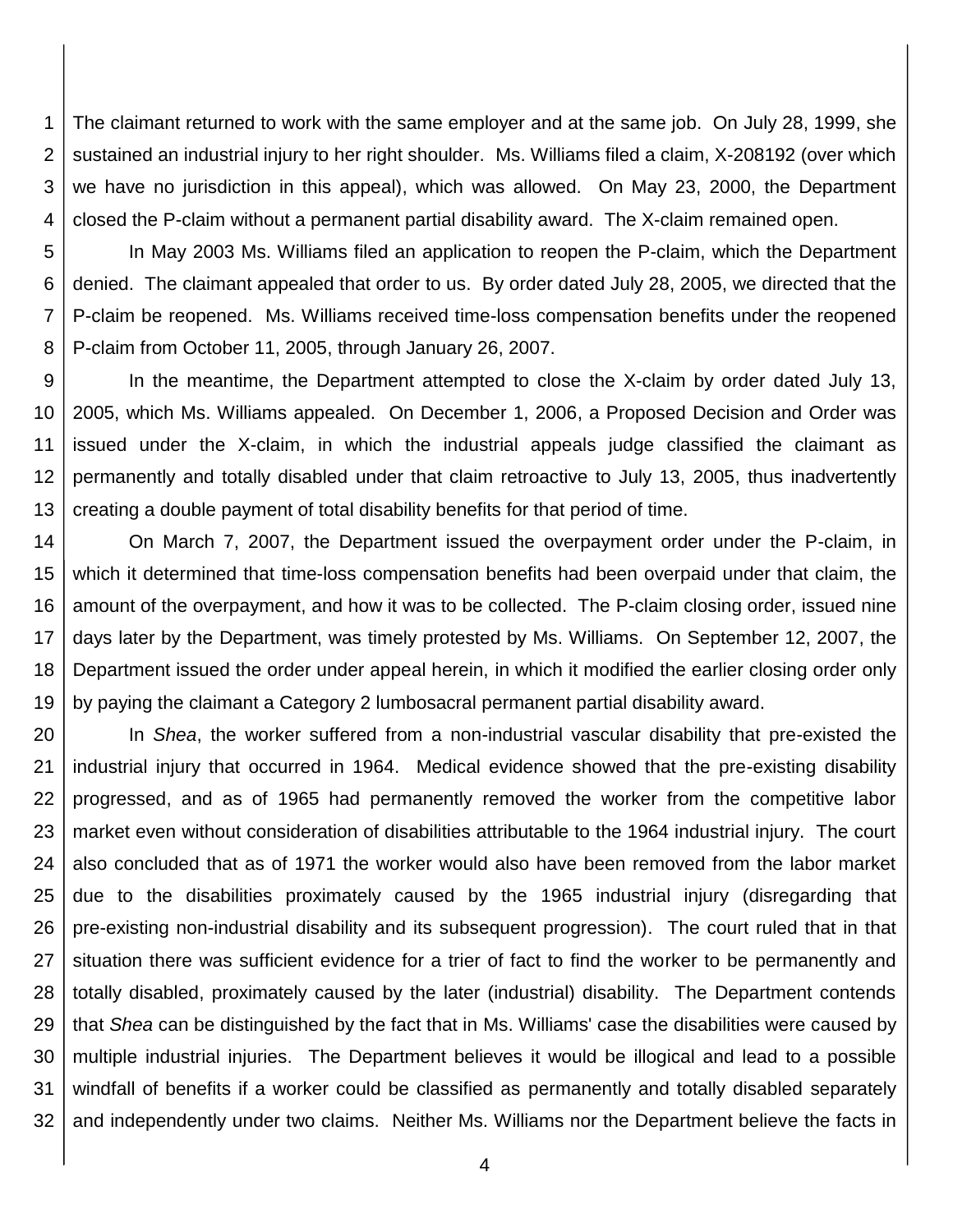The claimant returned to work with the same employer and at the same job. On July 28, 1999, she sustained an industrial injury to her right shoulder. Ms. Williams filed a claim, X-208192 (over which we have no jurisdiction in this appeal), which was allowed. On May 23, 2000, the Department closed the P-claim without a permanent partial disability award. The X-claim remained open.

In May 2003 Ms. Williams filed an application to reopen the P-claim, which the Department denied. The claimant appealed that order to us. By order dated July 28, 2005, we directed that the P-claim be reopened. Ms. Williams received time-loss compensation benefits under the reopened P-claim from October 11, 2005, through January 26, 2007.

In the meantime, the Department attempted to close the X-claim by order dated July 13, 2005, which Ms. Williams appealed. On December 1, 2006, a Proposed Decision and Order was issued under the X-claim, in which the industrial appeals judge classified the claimant as permanently and totally disabled under that claim retroactive to July 13, 2005, thus inadvertently creating a double payment of total disability benefits for that period of time.

On March 7, 2007, the Department issued the overpayment order under the P-claim, in which it determined that time-loss compensation benefits had been overpaid under that claim, the amount of the overpayment, and how it was to be collected. The P-claim closing order, issued nine days later by the Department, was timely protested by Ms. Williams. On September 12, 2007, the Department issued the order under appeal herein, in which it modified the earlier closing order only by paying the claimant a Category 2 lumbosacral permanent partial disability award.

In *Shea*, the worker suffered from a non-industrial vascular disability that pre-existed the industrial injury that occurred in 1964. Medical evidence showed that the pre-existing disability progressed, and as of 1965 had permanently removed the worker from the competitive labor market even without consideration of disabilities attributable to the 1964 industrial injury. The court also concluded that as of 1971 the worker would also have been removed from the labor market due to the disabilities proximately caused by the 1965 industrial injury (disregarding that pre-existing non-industrial disability and its subsequent progression). The court ruled that in that situation there was sufficient evidence for a trier of fact to find the worker to be permanently and totally disabled, proximately caused by the later (industrial) disability. The Department contends that *Shea* can be distinguished by the fact that in Ms. Williams' case the disabilities were caused by multiple industrial injuries. The Department believes it would be illogical and lead to a possible windfall of benefits if a worker could be classified as permanently and totally disabled separately and independently under two claims. Neither Ms. Williams nor the Department believe the facts in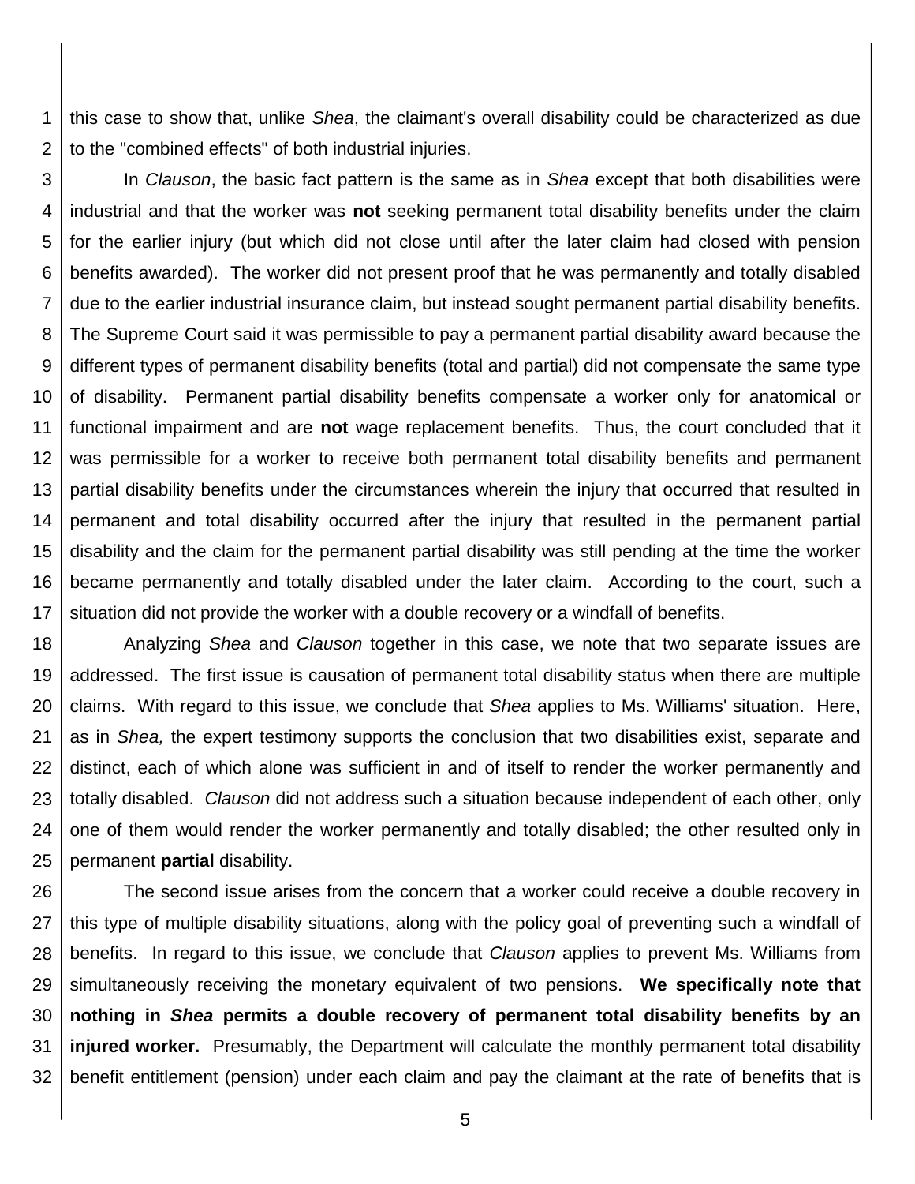this case to show that, unlike *Shea*, the claimant's overall disability could be characterized as due to the "combined effects" of both industrial injuries.

In *Clauson*, the basic fact pattern is the same as in *Shea* except that both disabilities were industrial and that the worker was **not** seeking permanent total disability benefits under the claim for the earlier injury (but which did not close until after the later claim had closed with pension benefits awarded). The worker did not present proof that he was permanently and totally disabled due to the earlier industrial insurance claim, but instead sought permanent partial disability benefits. The Supreme Court said it was permissible to pay a permanent partial disability award because the different types of permanent disability benefits (total and partial) did not compensate the same type of disability. Permanent partial disability benefits compensate a worker only for anatomical or functional impairment and are **not** wage replacement benefits. Thus, the court concluded that it was permissible for a worker to receive both permanent total disability benefits and permanent partial disability benefits under the circumstances wherein the injury that occurred that resulted in permanent and total disability occurred after the injury that resulted in the permanent partial disability and the claim for the permanent partial disability was still pending at the time the worker became permanently and totally disabled under the later claim. According to the court, such a situation did not provide the worker with a double recovery or a windfall of benefits.

Analyzing *Shea* and *Clauson* together in this case, we note that two separate issues are addressed. The first issue is causation of permanent total disability status when there are multiple claims. With regard to this issue, we conclude that *Shea* applies to Ms. Williams' situation. Here, as in *Shea,* the expert testimony supports the conclusion that two disabilities exist, separate and distinct, each of which alone was sufficient in and of itself to render the worker permanently and totally disabled. *Clauson* did not address such a situation because independent of each other, only one of them would render the worker permanently and totally disabled; the other resulted only in permanent **partial** disability.

The second issue arises from the concern that a worker could receive a double recovery in this type of multiple disability situations, along with the policy goal of preventing such a windfall of benefits. In regard to this issue, we conclude that *Clauson* applies to prevent Ms. Williams from simultaneously receiving the monetary equivalent of two pensions. **We specifically note that nothing in *Shea* permits a double recovery of permanent total disability benefits by an injured worker.** Presumably, the Department will calculate the monthly permanent total disability benefit entitlement (pension) under each claim and pay the claimant at the rate of benefits that is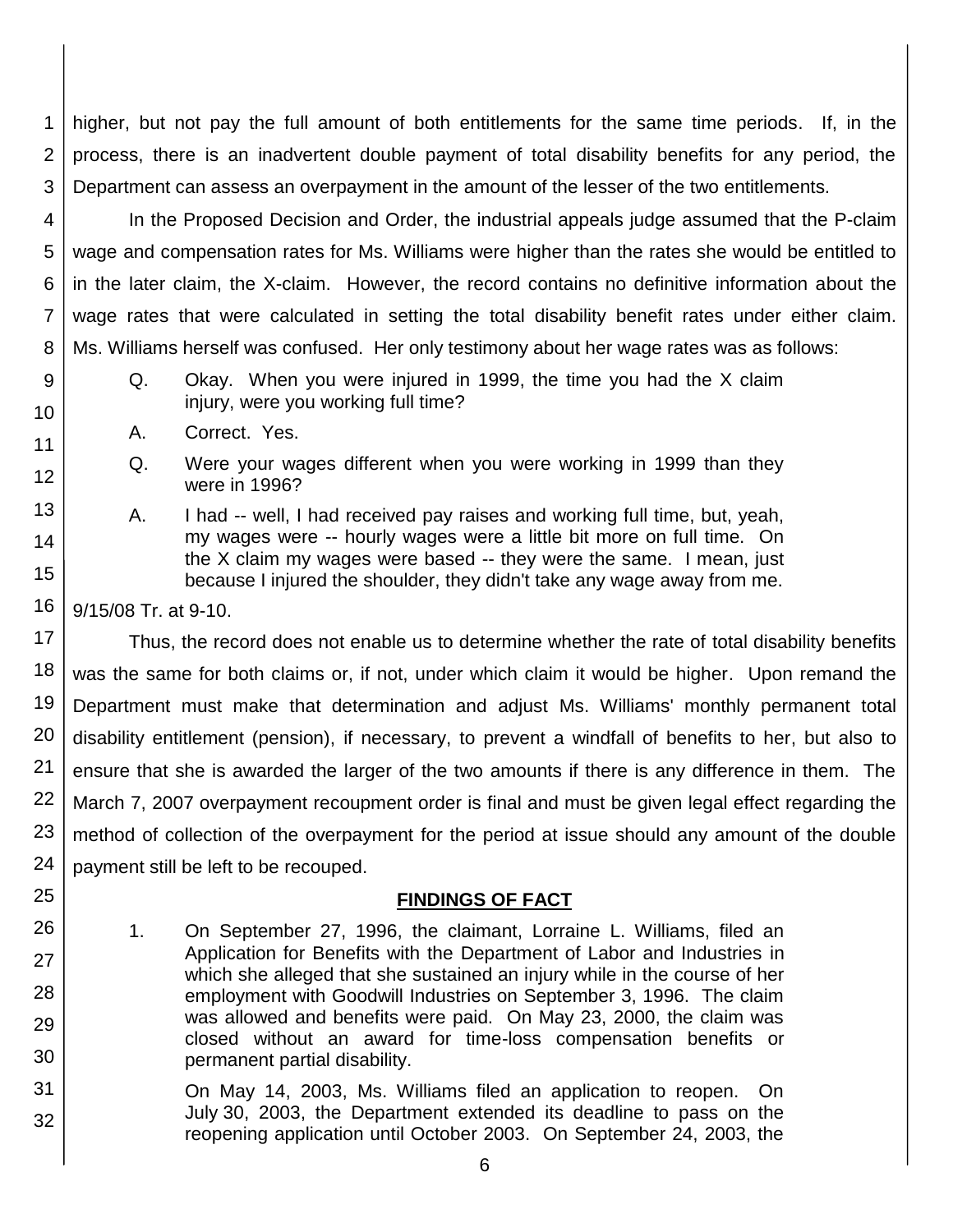higher, but not pay the full amount of both entitlements for the same time periods. If, in the process, there is an inadvertent double payment of total disability benefits for any period, the Department can assess an overpayment in the amount of the lesser of the two entitlements.

In the Proposed Decision and Order, the industrial appeals judge assumed that the P-claim wage and compensation rates for Ms. Williams were higher than the rates she would be entitled to in the later claim, the X-claim. However, the record contains no definitive information about the wage rates that were calculated in setting the total disability benefit rates under either claim. Ms. Williams herself was confused. Her only testimony about her wage rates was as follows:

> Q. Okay. When you were injured in 1999, the time you had the X claim injury, were you working full time?
>
> A. Correct. Yes.
>
> Q. Were your wages different when you were working in 1999 than they were in 1996?
>
> A. I had -- well, I had received pay raises and working full time, but, yeah, my wages were -- hourly wages were a little bit more on full time. On the X claim my wages were based -- they were the same. I mean, just because I injured the shoulder, they didn't take any wage away from me.

9/15/08 Tr. at 9-10.

Thus, the record does not enable us to determine whether the rate of total disability benefits was the same for both claims or, if not, under which claim it would be higher. Upon remand the Department must make that determination and adjust Ms. Williams' monthly permanent total disability entitlement (pension), if necessary, to prevent a windfall of benefits to her, but also to ensure that she is awarded the larger of the two amounts if there is any difference in them. The March 7, 2007 overpayment recoupment order is final and must be given legal effect regarding the method of collection of the overpayment for the period at issue should any amount of the double payment still be left to be recouped.

## FINDINGS OF FACT

1. On September 27, 1996, the claimant, Lorraine L. Williams, filed an Application for Benefits with the Department of Labor and Industries in which she alleged that she sustained an injury while in the course of her employment with Goodwill Industries on September 3, 1996. The claim was allowed and benefits were paid. On May 23, 2000, the claim was closed without an award for time-loss compensation benefits or permanent partial disability.

   On May 14, 2003, Ms. Williams filed an application to reopen. On July 30, 2003, the Department extended its deadline to pass on the reopening application until October 2003. On September 24, 2003, the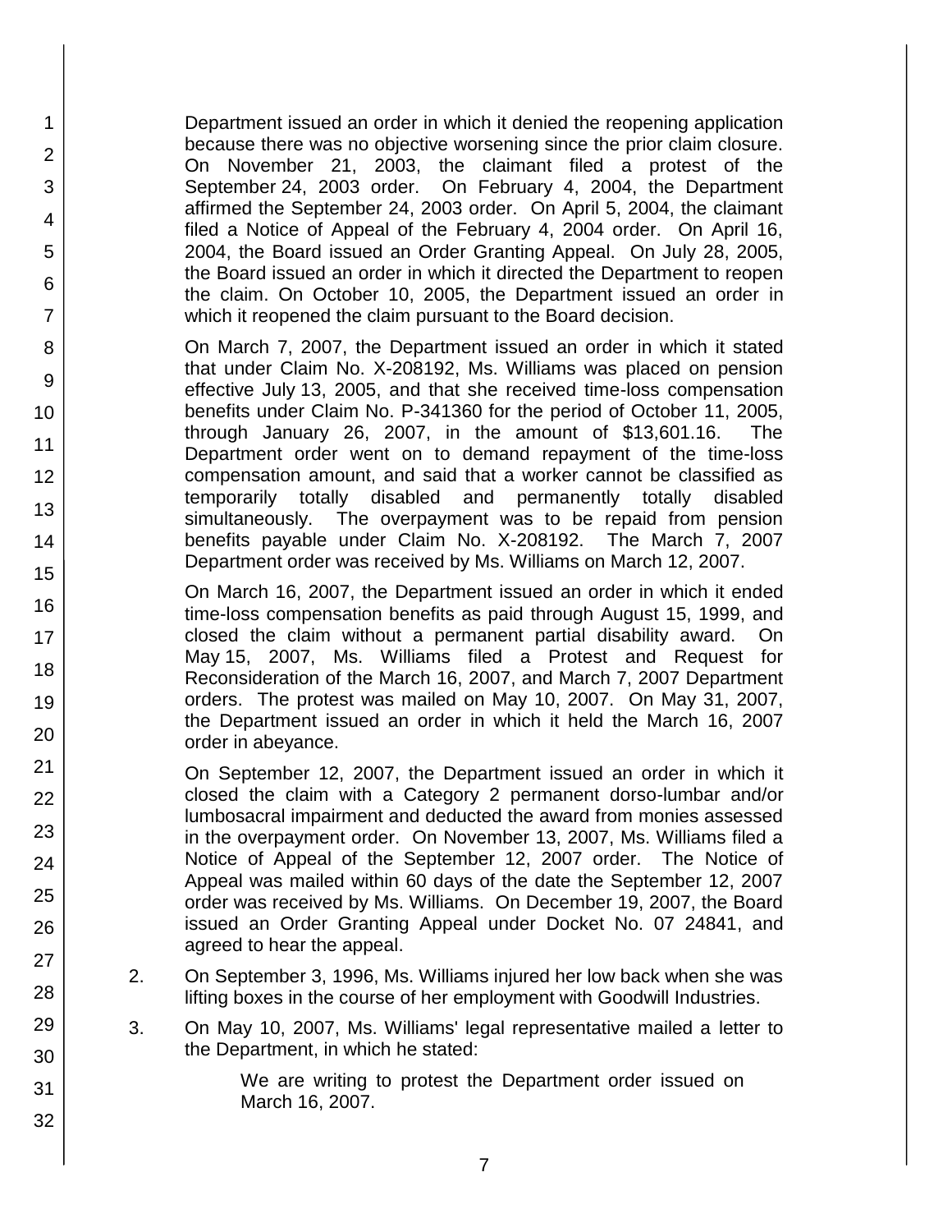Department issued an order in which it denied the reopening application because there was no objective worsening since the prior claim closure. On November 21, 2003, the claimant filed a protest of the September 24, 2003 order. On February 4, 2004, the Department affirmed the September 24, 2003 order. On April 5, 2004, the claimant filed a Notice of Appeal of the February 4, 2004 order. On April 16, 2004, the Board issued an Order Granting Appeal. On July 28, 2005, the Board issued an order in which it directed the Department to reopen the claim. On October 10, 2005, the Department issued an order in which it reopened the claim pursuant to the Board decision.

On March 7, 2007, the Department issued an order in which it stated that under Claim No. X-208192, Ms. Williams was placed on pension effective July 13, 2005, and that she received time-loss compensation benefits under Claim No. P-341360 for the period of October 11, 2005, through January 26, 2007, in the amount of $13,601.16. The Department order went on to demand repayment of the time-loss compensation amount, and said that a worker cannot be classified as temporarily totally disabled and permanently totally disabled simultaneously. The overpayment was to be repaid from pension benefits payable under Claim No. X-208192. The March 7, 2007 Department order was received by Ms. Williams on March 12, 2007.

On March 16, 2007, the Department issued an order in which it ended time-loss compensation benefits as paid through August 15, 1999, and closed the claim without a permanent partial disability award. On May 15, 2007, Ms. Williams filed a Protest and Request for Reconsideration of the March 16, 2007, and March 7, 2007 Department orders. The protest was mailed on May 10, 2007. On May 31, 2007, the Department issued an order in which it held the March 16, 2007 order in abeyance.

On September 12, 2007, the Department issued an order in which it closed the claim with a Category 2 permanent dorso-lumbar and/or lumbosacral impairment and deducted the award from monies assessed in the overpayment order. On November 13, 2007, Ms. Williams filed a Notice of Appeal of the September 12, 2007 order. The Notice of Appeal was mailed within 60 days of the date the September 12, 2007 order was received by Ms. Williams. On December 19, 2007, the Board issued an Order Granting Appeal under Docket No. 07 24841, and agreed to hear the appeal.

2. On September 3, 1996, Ms. Williams injured her low back when she was lifting boxes in the course of her employment with Goodwill Industries.

3. On May 10, 2007, Ms. Williams' legal representative mailed a letter to the Department, in which he stated:

> We are writing to protest the Department order issued on March 16, 2007.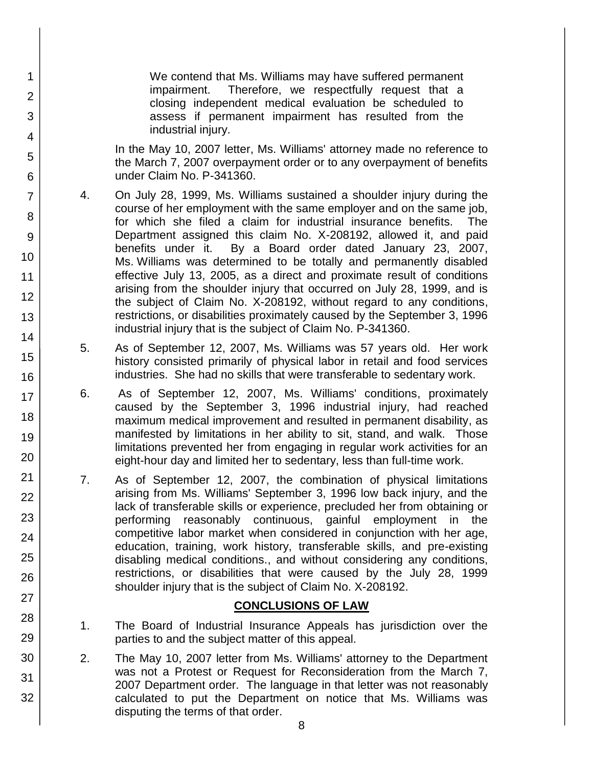> We contend that Ms. Williams may have suffered permanent impairment. Therefore, we respectfully request that a closing independent medical evaluation be scheduled to assess if permanent impairment has resulted from the industrial injury.

In the May 10, 2007 letter, Ms. Williams' attorney made no reference to the March 7, 2007 overpayment order or to any overpayment of benefits under Claim No. P-341360.

4. On July 28, 1999, Ms. Williams sustained a shoulder injury during the course of her employment with the same employer and on the same job, for which she filed a claim for industrial insurance benefits. The Department assigned this claim No. X-208192, allowed it, and paid benefits under it. By a Board order dated January 23, 2007, Ms. Williams was determined to be totally and permanently disabled effective July 13, 2005, as a direct and proximate result of conditions arising from the shoulder injury that occurred on July 28, 1999, and is the subject of Claim No. X-208192, without regard to any conditions, restrictions, or disabilities proximately caused by the September 3, 1996 industrial injury that is the subject of Claim No. P-341360.

5. As of September 12, 2007, Ms. Williams was 57 years old. Her work history consisted primarily of physical labor in retail and food services industries. She had no skills that were transferable to sedentary work.

6. As of September 12, 2007, Ms. Williams' conditions, proximately caused by the September 3, 1996 industrial injury, had reached maximum medical improvement and resulted in permanent disability, as manifested by limitations in her ability to sit, stand, and walk. Those limitations prevented her from engaging in regular work activities for an eight-hour day and limited her to sedentary, less than full-time work.

7. As of September 12, 2007, the combination of physical limitations arising from Ms. Williams' September 3, 1996 low back injury, and the lack of transferable skills or experience, precluded her from obtaining or performing reasonably continuous, gainful employment in the competitive labor market when considered in conjunction with her age, education, training, work history, transferable skills, and pre-existing disabling medical conditions., and without considering any conditions, restrictions, or disabilities that were caused by the July 28, 1999 shoulder injury that is the subject of Claim No. X-208192.

## CONCLUSIONS OF LAW

1. The Board of Industrial Insurance Appeals has jurisdiction over the parties to and the subject matter of this appeal.

2. The May 10, 2007 letter from Ms. Williams' attorney to the Department was not a Protest or Request for Reconsideration from the March 7, 2007 Department order. The language in that letter was not reasonably calculated to put the Department on notice that Ms. Williams was disputing the terms of that order.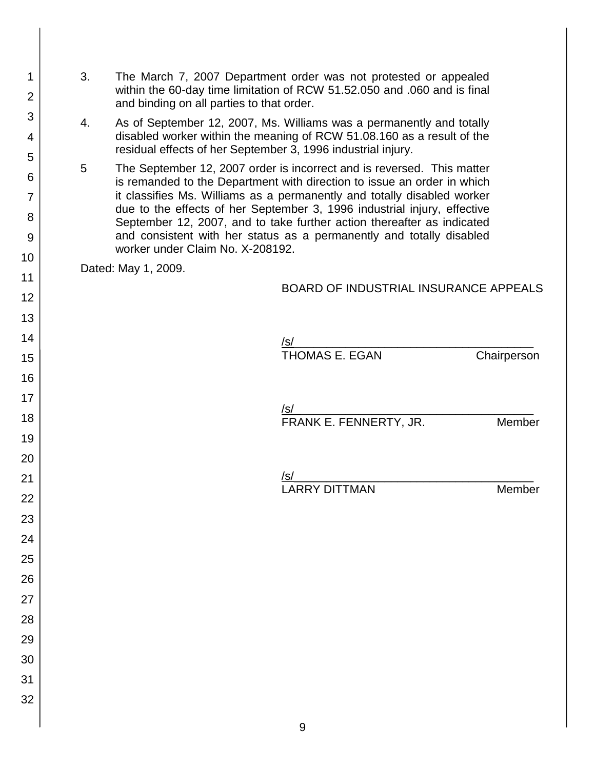3. The March 7, 2007 Department order was not protested or appealed within the 60-day time limitation of RCW 51.52.050 and .060 and is final and binding on all parties to that order.

4. As of September 12, 2007, Ms. Williams was a permanently and totally disabled worker within the meaning of RCW 51.08.160 as a result of the residual effects of her September 3, 1996 industrial injury.

5 The September 12, 2007 order is incorrect and is reversed. This matter is remanded to the Department with direction to issue an order in which it classifies Ms. Williams as a permanently and totally disabled worker due to the effects of her September 3, 1996 industrial injury, effective September 12, 2007, and to take further action thereafter as indicated and consistent with her status as a permanently and totally disabled worker under Claim No. X-208192.

Dated: May 1, 2009.

BOARD OF INDUSTRIAL INSURANCE APPEALS

/s/\_\_\_\_\_\_\_\_\_\_\_\_\_\_\_\_\_\_\_\_\_\_\_\_\_\_\_\_\_\_\_\_\_\_\_\_
THOMAS E. EGAN Chairperson

/s/\_\_\_\_\_\_\_\_\_\_\_\_\_\_\_\_\_\_\_\_\_\_\_\_\_\_\_\_\_\_\_\_\_\_\_\_
FRANK E. FENNERTY, JR. Member

/s/\_\_\_\_\_\_\_\_\_\_\_\_\_\_\_\_\_\_\_\_\_\_\_\_\_\_\_\_\_\_\_\_\_\_\_\_
LARRY DITTMAN Member